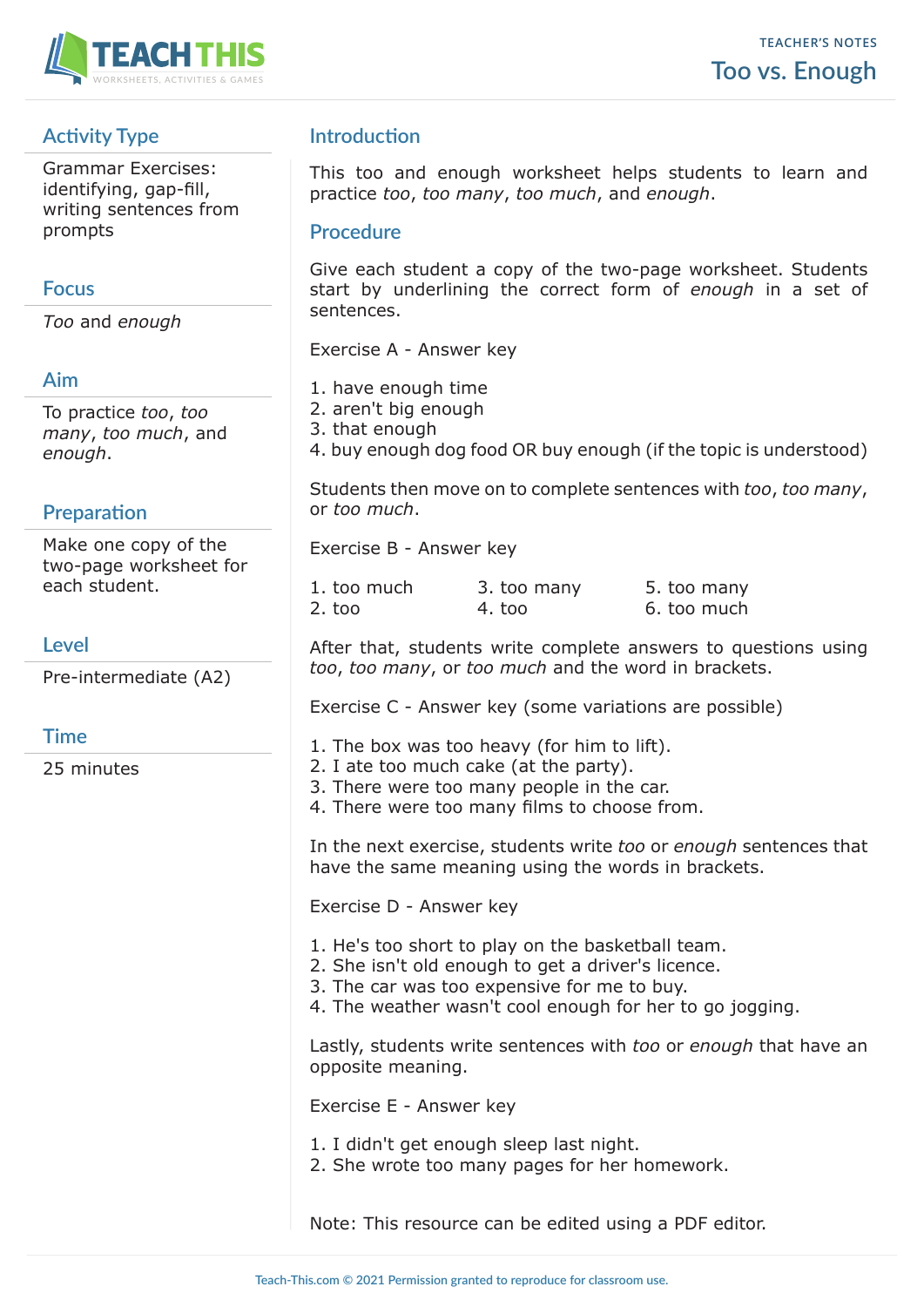# Too vs. Enough

TEACHER'S NOTES

## Activity Type

Grammar Exercises: identifying, gap-fill, writing sentences from prompts

## Focus

*Too* and *enough*

## Aim

To practice *too*, *too many*, *too much*, and *enough*.

## Preparation

Make one copy of the two-page worksheet for each student.

## Level

Pre-intermediate (A2)

## Time

25 minutes

## Introduction

This too and enough worksheet helps students to learn and practice *too*, *too many*, *too much*, and *enough*.

## Procedure

Give each student a copy of the two-page worksheet. Students start by underlining the correct form of *enough* in a set of sentences.

Exercise A - Answer key

1. have enough time
2. aren't big enough
3. that enough
4. buy enough dog food OR buy enough (if the topic is understood)

Students then move on to complete sentences with *too*, *too many*, or *too much*.

Exercise B - Answer key

1. too much
2. too
3. too many
4. too
5. too many
6. too much

After that, students write complete answers to questions using *too*, *too many*, or *too much* and the word in brackets.

Exercise C - Answer key (some variations are possible)

1. The box was too heavy (for him to lift).
2. I ate too much cake (at the party).
3. There were too many people in the car.
4. There were too many films to choose from.

In the next exercise, students write *too* or *enough* sentences that have the same meaning using the words in brackets.

Exercise D - Answer key

1. He's too short to play on the basketball team.
2. She isn't old enough to get a driver's licence.
3. The car was too expensive for me to buy.
4. The weather wasn't cool enough for her to go jogging.

Lastly, students write sentences with *too* or *enough* that have an opposite meaning.

Exercise E - Answer key

1. I didn't get enough sleep last night.
2. She wrote too many pages for her homework.

Note: This resource can be edited using a PDF editor.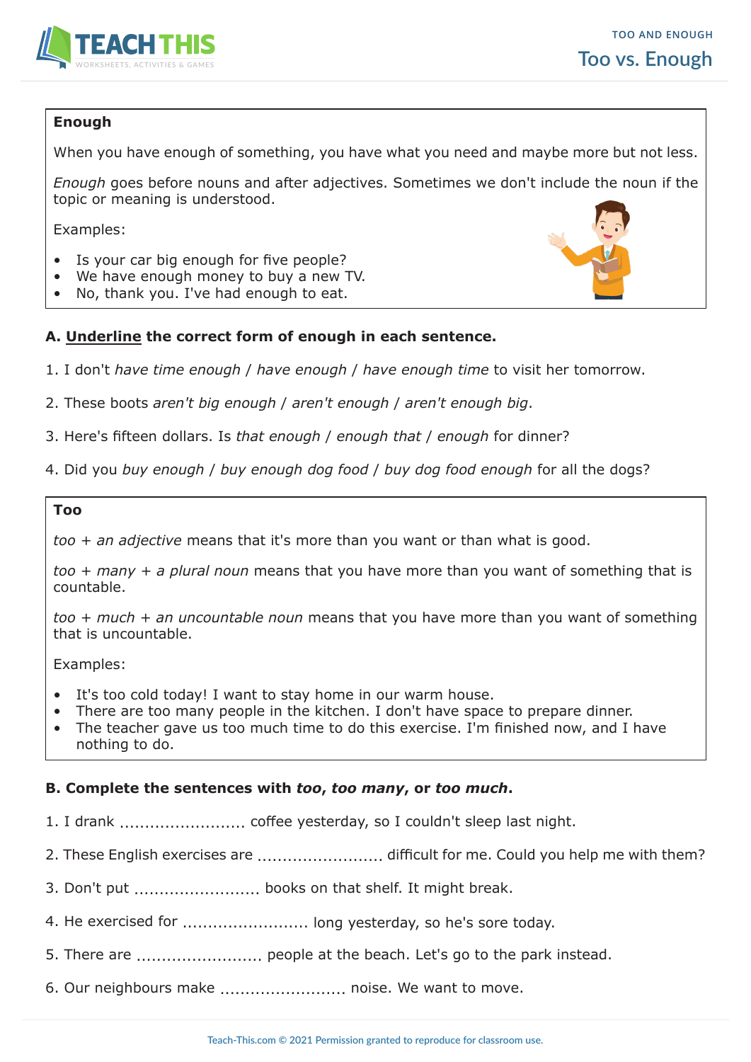**Enough**

When you have enough of something, you have what you need and maybe more but not less.

*Enough* goes before nouns and after adjectives. Sometimes we don't include the noun if the topic or meaning is understood.

Examples:

- Is your car big enough for five people?
- We have enough money to buy a new TV.
- No, thank you. I've had enough to eat.

**A. Underline the correct form of enough in each sentence.**

1. I don't *have time enough* / *have enough* / *have enough time* to visit her tomorrow.

2. These boots *aren't big enough* / *aren't enough* / *aren't enough big*.

3. Here's fifteen dollars. Is *that enough* / *enough that* / *enough* for dinner?

4. Did you *buy enough* / *buy enough dog food* / *buy dog food enough* for all the dogs?

**Too**

*too + an adjective* means that it's more than you want or than what is good.

*too + many + a plural noun* means that you have more than you want of something that is countable.

*too + much + an uncountable noun* means that you have more than you want of something that is uncountable.

Examples:

- It's too cold today! I want to stay home in our warm house.
- There are too many people in the kitchen. I don't have space to prepare dinner.
- The teacher gave us too much time to do this exercise. I'm finished now, and I have nothing to do.

**B. Complete the sentences with *too*, *too many*, or *too much*.**

1. I drank ......................... coffee yesterday, so I couldn't sleep last night.

2. These English exercises are ......................... difficult for me. Could you help me with them?

3. Don't put ......................... books on that shelf. It might break.

4. He exercised for ......................... long yesterday, so he's sore today.

5. There are ......................... people at the beach. Let's go to the park instead.

6. Our neighbours make ......................... noise. We want to move.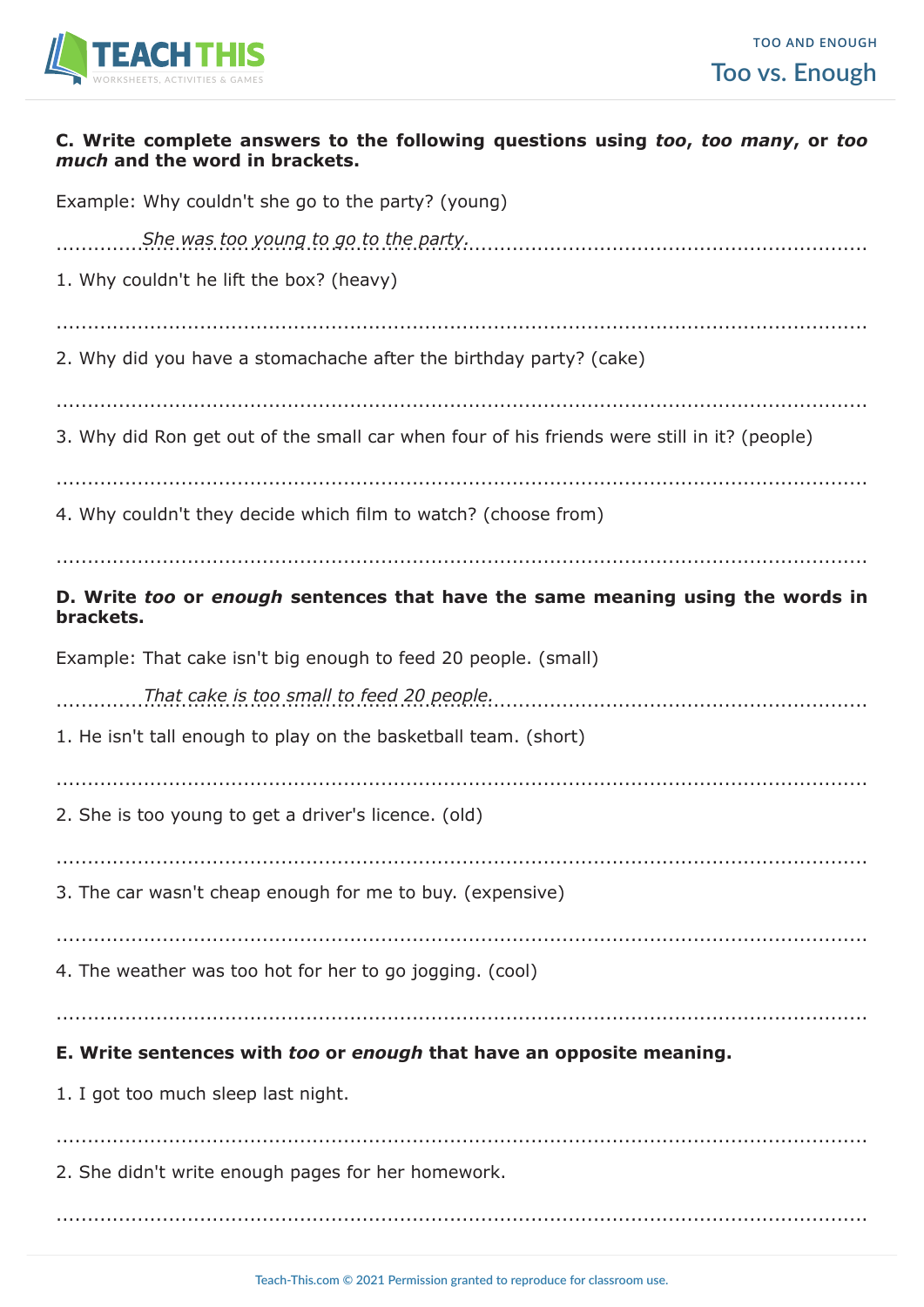**C. Write complete answers to the following questions using *too*, *too many*, or *too much* and the word in brackets.**

Example: Why couldn't she go to the party? (young)

*She was too young to go to the party.*

1. Why couldn't he lift the box? (heavy)

..................................................................................................................................

2. Why did you have a stomachache after the birthday party? (cake)

..................................................................................................................................

3. Why did Ron get out of the small car when four of his friends were still in it? (people)

..................................................................................................................................

4. Why couldn't they decide which film to watch? (choose from)

..................................................................................................................................

**D. Write *too* or *enough* sentences that have the same meaning using the words in brackets.**

Example: That cake isn't big enough to feed 20 people. (small)

*That cake is too small to feed 20 people.*

1. He isn't tall enough to play on the basketball team. (short)

..................................................................................................................................

2. She is too young to get a driver's licence. (old)

..................................................................................................................................

3. The car wasn't cheap enough for me to buy. (expensive)

..................................................................................................................................

4. The weather was too hot for her to go jogging. (cool)

..................................................................................................................................

**E. Write sentences with *too* or *enough* that have an opposite meaning.**

1. I got too much sleep last night.

..................................................................................................................................

2. She didn't write enough pages for her homework.

..................................................................................................................................